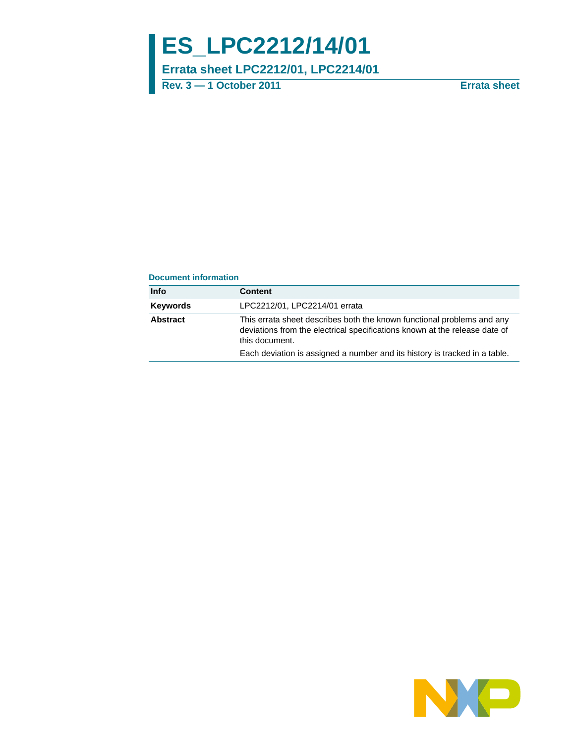# ES_LPC2212/14/01

## Errata sheet LPC2212/01, LPC2214/01

**Rev. 3 — 1 October 2011** **Errata sheet**

### Document information

| Info | Content |
| --- | --- |
| **Keywords** | LPC2212/01, LPC2214/01 errata |
| **Abstract** | This errata sheet describes both the known functional problems and any deviations from the electrical specifications known at the release date of this document. Each deviation is assigned a number and its history is tracked in a table. |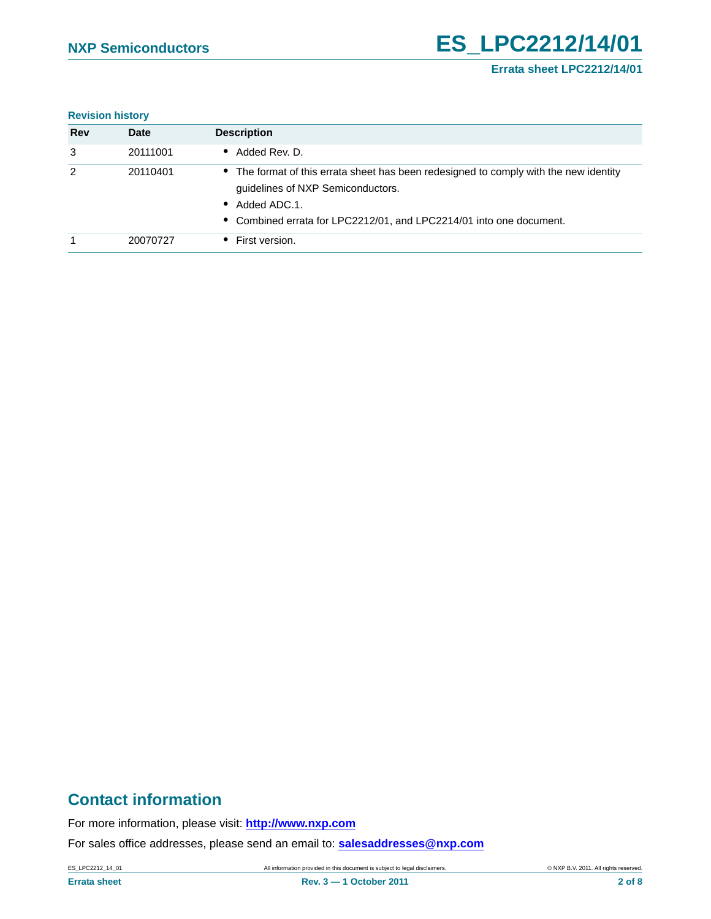**Revision history**

| Rev | Date | Description |
|---|---|---|
| 3 | 20111001 | • Added Rev. D. |
| 2 | 20110401 | • The format of this errata sheet has been redesigned to comply with the new identity guidelines of NXP Semiconductors.<br>• Added ADC.1.<br>• Combined errata for LPC2212/01, and LPC2214/01 into one document. |
| 1 | 20070727 | • First version. |

## Contact information

For more information, please visit: **http://www.nxp.com**

For sales office addresses, please send an email to: **salesaddresses@nxp.com**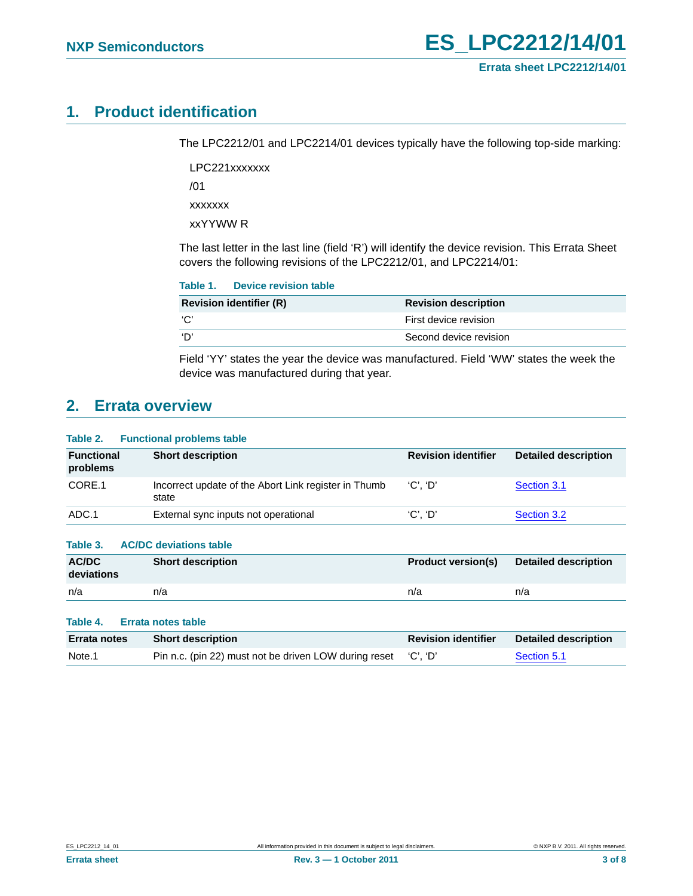## 1. Product identification

The LPC2212/01 and LPC2214/01 devices typically have the following top-side marking:

LPC221xxxxxxx

/01

xxxxxxx

xxYYWW R

The last letter in the last line (field ‘R’) will identify the device revision. This Errata Sheet covers the following revisions of the LPC2212/01, and LPC2214/01:

**Table 1. Device revision table**

| Revision identifier (R) | Revision description |
|---|---|
| ‘C’ | First device revision |
| ‘D’ | Second device revision |

Field ‘YY’ states the year the device was manufactured. Field ‘WW’ states the week the device was manufactured during that year.

## 2. Errata overview

**Table 2. Functional problems table**

| Functional problems | Short description | Revision identifier | Detailed description |
|---|---|---|---|
| CORE.1 | Incorrect update of the Abort Link register in Thumb state | ‘C’, ‘D’ | Section 3.1 |
| ADC.1 | External sync inputs not operational | ‘C’, ‘D’ | Section 3.2 |

**Table 3. AC/DC deviations table**

| AC/DC deviations | Short description | Product version(s) | Detailed description |
|---|---|---|---|
| n/a | n/a | n/a | n/a |

**Table 4. Errata notes table**

| Errata notes | Short description | Revision identifier | Detailed description |
|---|---|---|---|
| Note.1 | Pin n.c. (pin 22) must not be driven LOW during reset | ‘C’, ‘D’ | Section 5.1 |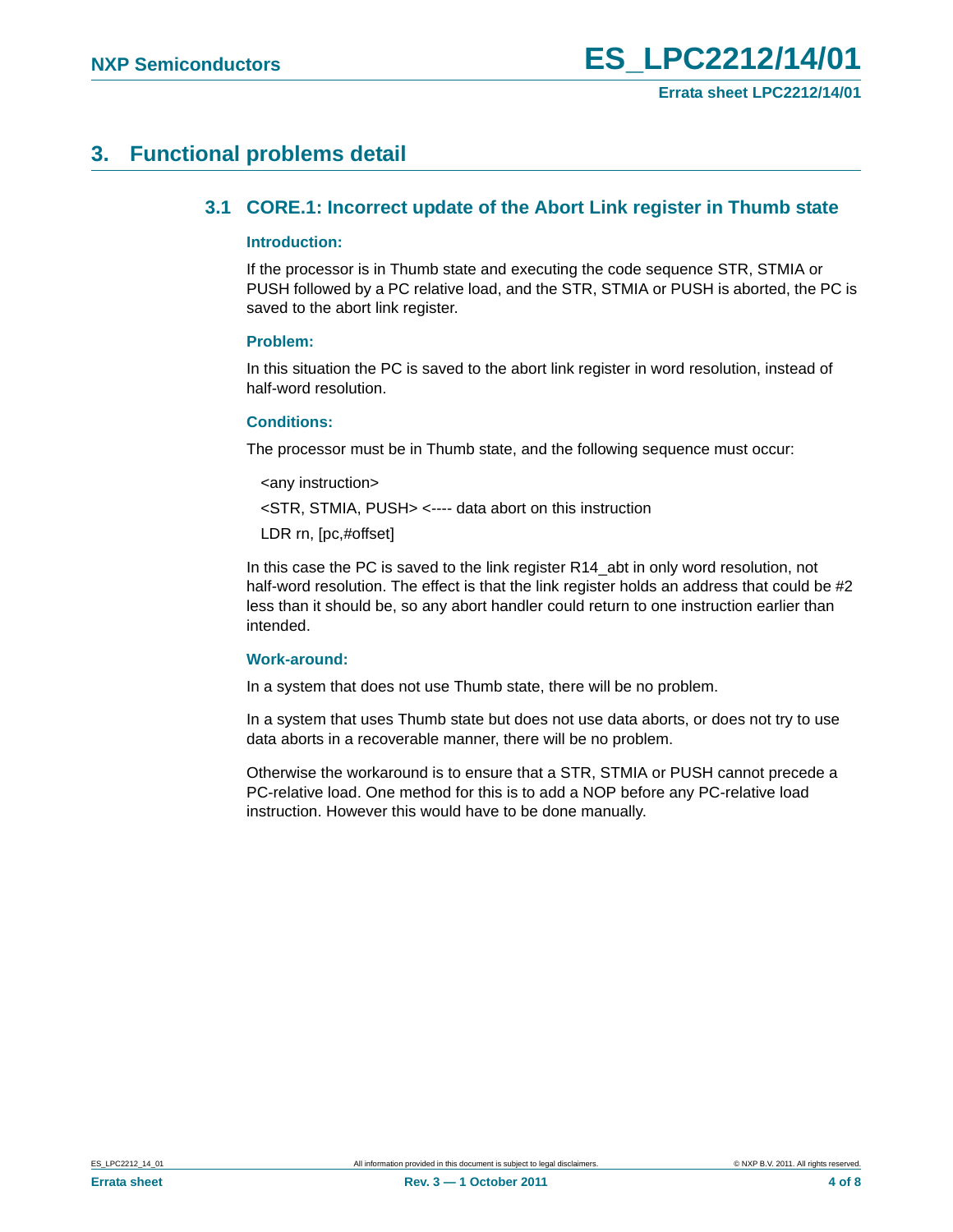# 3. Functional problems detail

## 3.1 CORE.1: Incorrect update of the Abort Link register in Thumb state

#### Introduction:

If the processor is in Thumb state and executing the code sequence STR, STMIA or PUSH followed by a PC relative load, and the STR, STMIA or PUSH is aborted, the PC is saved to the abort link register.

#### Problem:

In this situation the PC is saved to the abort link register in word resolution, instead of half-word resolution.

#### Conditions:

The processor must be in Thumb state, and the following sequence must occur:

```
<any instruction>
<STR, STMIA, PUSH> <---- data abort on this instruction
LDR rn, [pc,#offset]
```

In this case the PC is saved to the link register R14_abt in only word resolution, not half-word resolution. The effect is that the link register holds an address that could be #2 less than it should be, so any abort handler could return to one instruction earlier than intended.

#### Work-around:

In a system that does not use Thumb state, there will be no problem.

In a system that uses Thumb state but does not use data aborts, or does not try to use data aborts in a recoverable manner, there will be no problem.

Otherwise the workaround is to ensure that a STR, STMIA or PUSH cannot precede a PC-relative load. One method for this is to add a NOP before any PC-relative load instruction. However this would have to be done manually.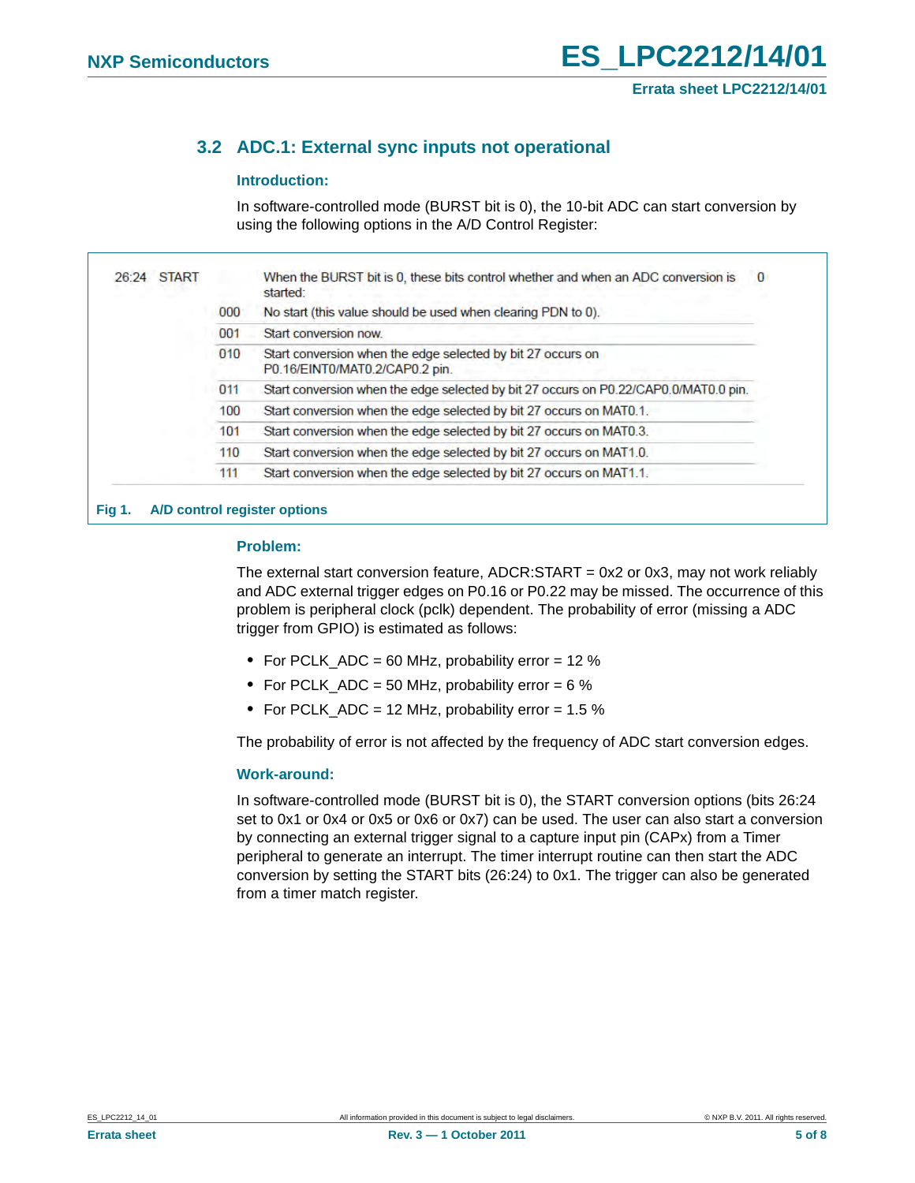## 3.2 ADC.1: External sync inputs not operational

### Introduction:

In software-controlled mode (BURST bit is 0), the 10-bit ADC can start conversion by using the following options in the A/D Control Register:

| Bit | Symbol | Value | Description | Reset value |
|---|---|---|---|---|
| 26:24 | START | | When the BURST bit is 0, these bits control whether and when an ADC conversion is started: | 0 |
| | | 000 | No start (this value should be used when clearing PDN to 0). | |
| | | 001 | Start conversion now. | |
| | | 010 | Start conversion when the edge selected by bit 27 occurs on P0.16/EINT0/MAT0.2/CAP0.2 pin. | |
| | | 011 | Start conversion when the edge selected by bit 27 occurs on P0.22/CAP0.0/MAT0.0 pin. | |
| | | 100 | Start conversion when the edge selected by bit 27 occurs on MAT0.1. | |
| | | 101 | Start conversion when the edge selected by bit 27 occurs on MAT0.3. | |
| | | 110 | Start conversion when the edge selected by bit 27 occurs on MAT1.0. | |
| | | 111 | Start conversion when the edge selected by bit 27 occurs on MAT1.1. | |

**Fig 1. A/D control register options**

### Problem:

The external start conversion feature, ADCR:START = 0x2 or 0x3, may not work reliably and ADC external trigger edges on P0.16 or P0.22 may be missed. The occurrence of this problem is peripheral clock (pclk) dependent. The probability of error (missing a ADC trigger from GPIO) is estimated as follows:

- For PCLK_ADC = 60 MHz, probability error = 12 %
- For PCLK_ADC = 50 MHz, probability error = 6 %
- For PCLK_ADC = 12 MHz, probability error = 1.5 %

The probability of error is not affected by the frequency of ADC start conversion edges.

### Work-around:

In software-controlled mode (BURST bit is 0), the START conversion options (bits 26:24 set to 0x1 or 0x4 or 0x5 or 0x6 or 0x7) can be used. The user can also start a conversion by connecting an external trigger signal to a capture input pin (CAPx) from a Timer peripheral to generate an interrupt. The timer interrupt routine can then start the ADC conversion by setting the START bits (26:24) to 0x1. The trigger can also be generated from a timer match register.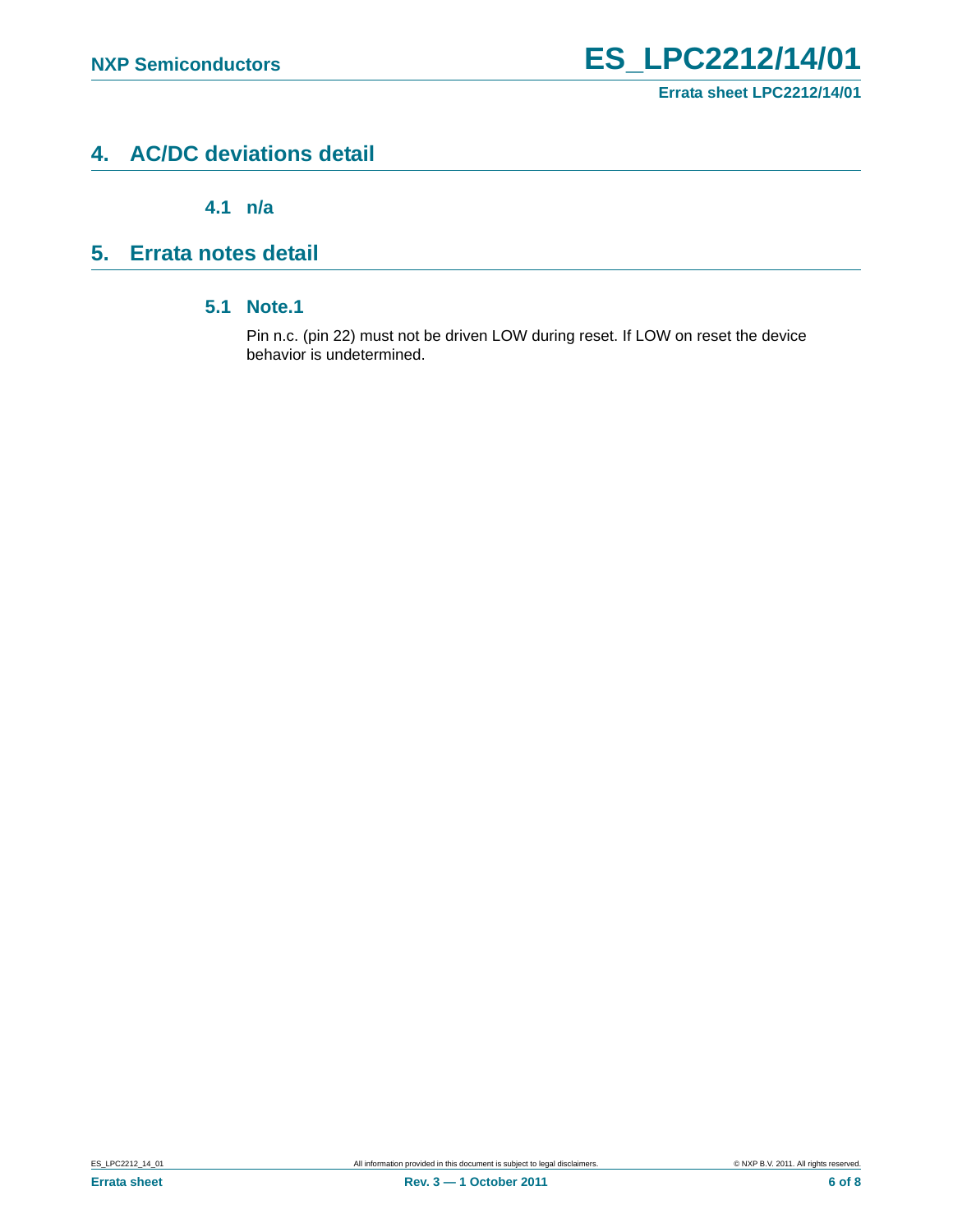## 4. AC/DC deviations detail

### 4.1 n/a

## 5. Errata notes detail

### 5.1 Note.1

Pin n.c. (pin 22) must not be driven LOW during reset. If LOW on reset the device behavior is undetermined.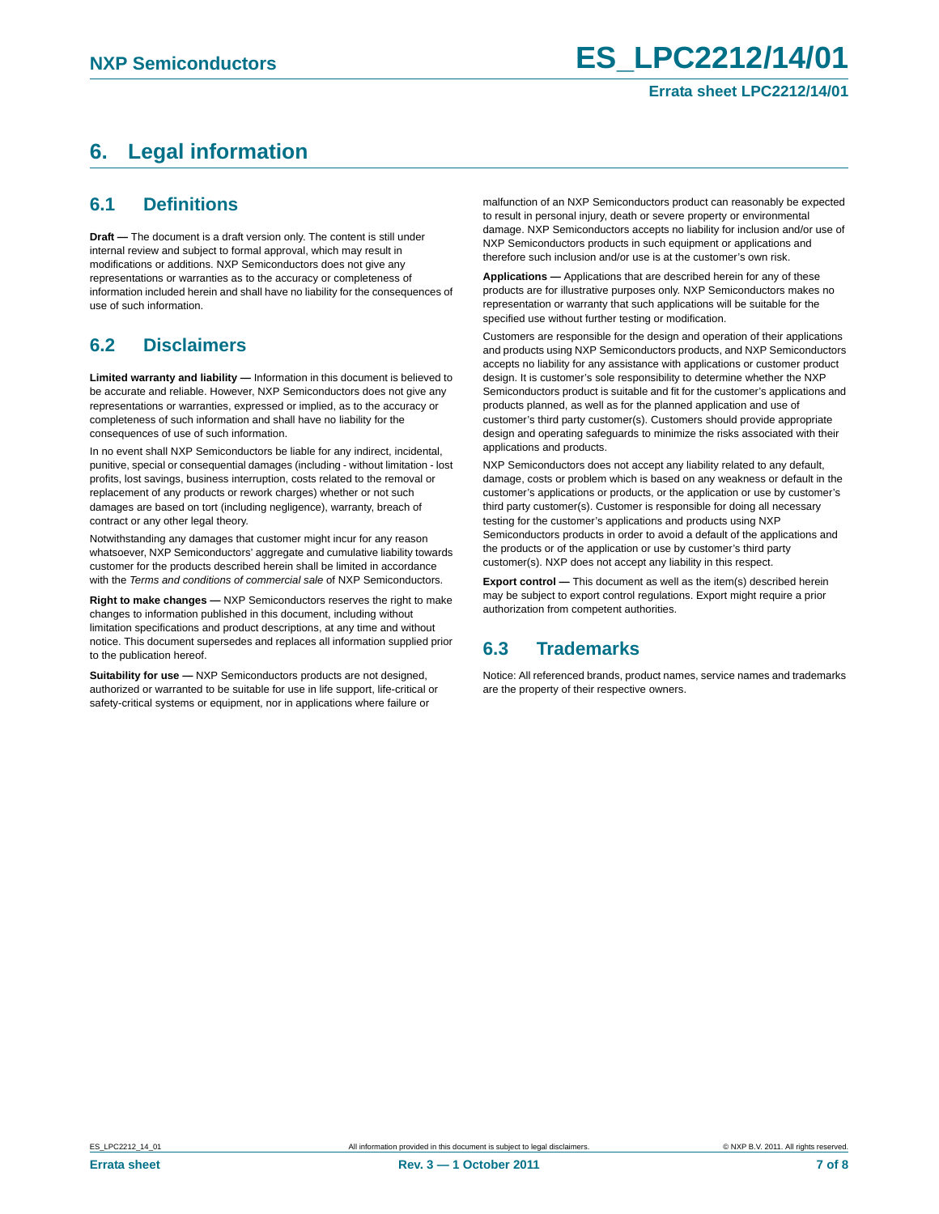# 6. Legal information

## 6.1 Definitions

**Draft —** The document is a draft version only. The content is still under internal review and subject to formal approval, which may result in modifications or additions. NXP Semiconductors does not give any representations or warranties as to the accuracy or completeness of information included herein and shall have no liability for the consequences of use of such information.

## 6.2 Disclaimers

**Limited warranty and liability —** Information in this document is believed to be accurate and reliable. However, NXP Semiconductors does not give any representations or warranties, expressed or implied, as to the accuracy or completeness of such information and shall have no liability for the consequences of use of such information.

In no event shall NXP Semiconductors be liable for any indirect, incidental, punitive, special or consequential damages (including - without limitation - lost profits, lost savings, business interruption, costs related to the removal or replacement of any products or rework charges) whether or not such damages are based on tort (including negligence), warranty, breach of contract or any other legal theory.

Notwithstanding any damages that customer might incur for any reason whatsoever, NXP Semiconductors' aggregate and cumulative liability towards customer for the products described herein shall be limited in accordance with the *Terms and conditions of commercial sale* of NXP Semiconductors.

**Right to make changes —** NXP Semiconductors reserves the right to make changes to information published in this document, including without limitation specifications and product descriptions, at any time and without notice. This document supersedes and replaces all information supplied prior to the publication hereof.

**Suitability for use —** NXP Semiconductors products are not designed, authorized or warranted to be suitable for use in life support, life-critical or safety-critical systems or equipment, nor in applications where failure or malfunction of an NXP Semiconductors product can reasonably be expected to result in personal injury, death or severe property or environmental damage. NXP Semiconductors accepts no liability for inclusion and/or use of NXP Semiconductors products in such equipment or applications and therefore such inclusion and/or use is at the customer's own risk.

**Applications —** Applications that are described herein for any of these products are for illustrative purposes only. NXP Semiconductors makes no representation or warranty that such applications will be suitable for the specified use without further testing or modification.

Customers are responsible for the design and operation of their applications and products using NXP Semiconductors products, and NXP Semiconductors accepts no liability for any assistance with applications or customer product design. It is customer's sole responsibility to determine whether the NXP Semiconductors product is suitable and fit for the customer's applications and products planned, as well as for the planned application and use of customer's third party customer(s). Customers should provide appropriate design and operating safeguards to minimize the risks associated with their applications and products.

NXP Semiconductors does not accept any liability related to any default, damage, costs or problem which is based on any weakness or default in the customer's applications or products, or the application or use by customer's third party customer(s). Customer is responsible for doing all necessary testing for the customer's applications and products using NXP Semiconductors products in order to avoid a default of the applications and the products or of the application or use by customer's third party customer(s). NXP does not accept any liability in this respect.

**Export control —** This document as well as the item(s) described herein may be subject to export control regulations. Export might require a prior authorization from competent authorities.

## 6.3 Trademarks

Notice: All referenced brands, product names, service names and trademarks are the property of their respective owners.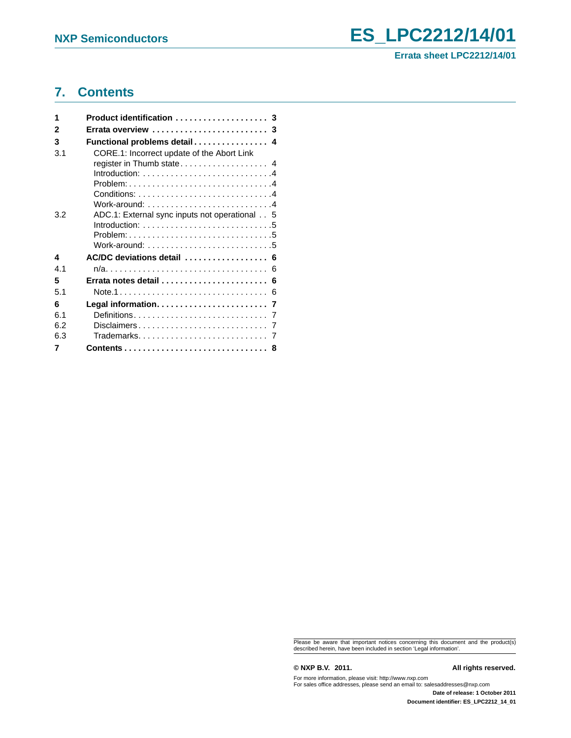## 7. Contents

| | | |
|---|---|---|
| **1** | **Product identification** | **3** |
| **2** | **Errata overview** | **3** |
| **3** | **Functional problems detail** | **4** |
| 3.1 | CORE.1: Incorrect update of the Abort Link register in Thumb state | 4 |
| | Introduction: | 4 |
| | Problem: | 4 |
| | Conditions: | 4 |
| | Work-around: | 4 |
| 3.2 | ADC.1: External sync inputs not operational | 5 |
| | Introduction: | 5 |
| | Problem: | 5 |
| | Work-around: | 5 |
| **4** | **AC/DC deviations detail** | **6** |
| 4.1 | n/a | 6 |
| **5** | **Errata notes detail** | **6** |
| 5.1 | Note.1 | 6 |
| **6** | **Legal information** | **7** |
| 6.1 | Definitions | 7 |
| 6.2 | Disclaimers | 7 |
| 6.3 | Trademarks | 7 |
| **7** | **Contents** | **8** |

Please be aware that important notices concerning this document and the product(s) described herein, have been included in section 'Legal information'.

**© NXP B.V. 2011.** **All rights reserved.**

For more information, please visit: http://www.nxp.com
For sales office addresses, please send an email to: salesaddresses@nxp.com

**Date of release: 1 October 2011**

**Document identifier: ES_LPC2212_14_01**